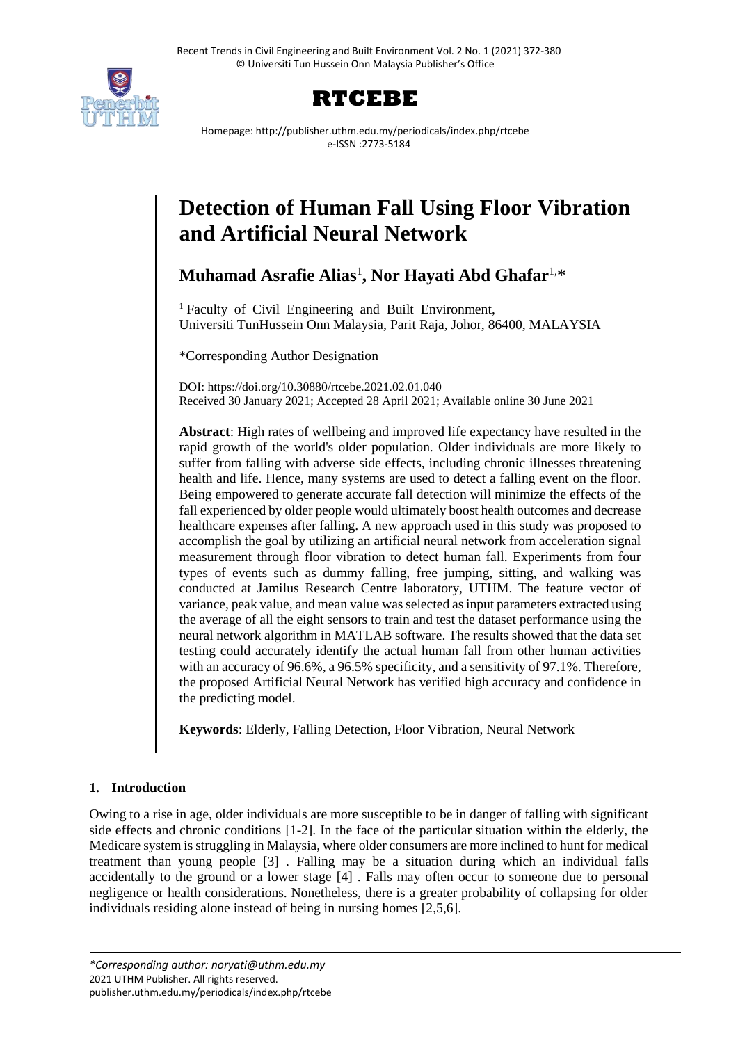# Detection of Human Fall Using Floor Vibration and Artificial Neural Network

**Muhamad Asrafie Alias**[1], **Nor Hayati Abd Ghafar**[1,*]

[1] Faculty of Civil Engineering and Built Environment, Universiti TunHussein Onn Malaysia, Parit Raja, Johor, 86400, MALAYSIA

*Corresponding Author Designation

DOI: https://doi.org/10.30880/rtcebe.2021.02.01.040
Received 30 January 2021; Accepted 28 April 2021; Available online 30 June 2021

**Abstract**: High rates of wellbeing and improved life expectancy have resulted in the rapid growth of the world's older population. Older individuals are more likely to suffer from falling with adverse side effects, including chronic illnesses threatening health and life. Hence, many systems are used to detect a falling event on the floor. Being empowered to generate accurate fall detection will minimize the effects of the fall experienced by older people would ultimately boost health outcomes and decrease healthcare expenses after falling. A new approach used in this study was proposed to accomplish the goal by utilizing an artificial neural network from acceleration signal measurement through floor vibration to detect human fall. Experiments from four types of events such as dummy falling, free jumping, sitting, and walking was conducted at Jamilus Research Centre laboratory, UTHM. The feature vector of variance, peak value, and mean value was selected as input parameters extracted using the average of all the eight sensors to train and test the dataset performance using the neural network algorithm in MATLAB software. The results showed that the data set testing could accurately identify the actual human fall from other human activities with an accuracy of 96.6%, a 96.5% specificity, and a sensitivity of 97.1%. Therefore, the proposed Artificial Neural Network has verified high accuracy and confidence in the predicting model.

**Keywords**: Elderly, Falling Detection, Floor Vibration, Neural Network

## 1. Introduction

Owing to a rise in age, older individuals are more susceptible to be in danger of falling with significant side effects and chronic conditions [1-2]. In the face of the particular situation within the elderly, the Medicare system is struggling in Malaysia, where older consumers are more inclined to hunt for medical treatment than young people [3] . Falling may be a situation during which an individual falls accidentally to the ground or a lower stage [4] . Falls may often occur to someone due to personal negligence or health considerations. Nonetheless, there is a greater probability of collapsing for older individuals residing alone instead of being in nursing homes [2,5,6].

*Corresponding author: noryati@uthm.edu.my
2021 UTHM Publisher. All rights reserved.
publisher.uthm.edu.my/periodicals/index.php/rtcebe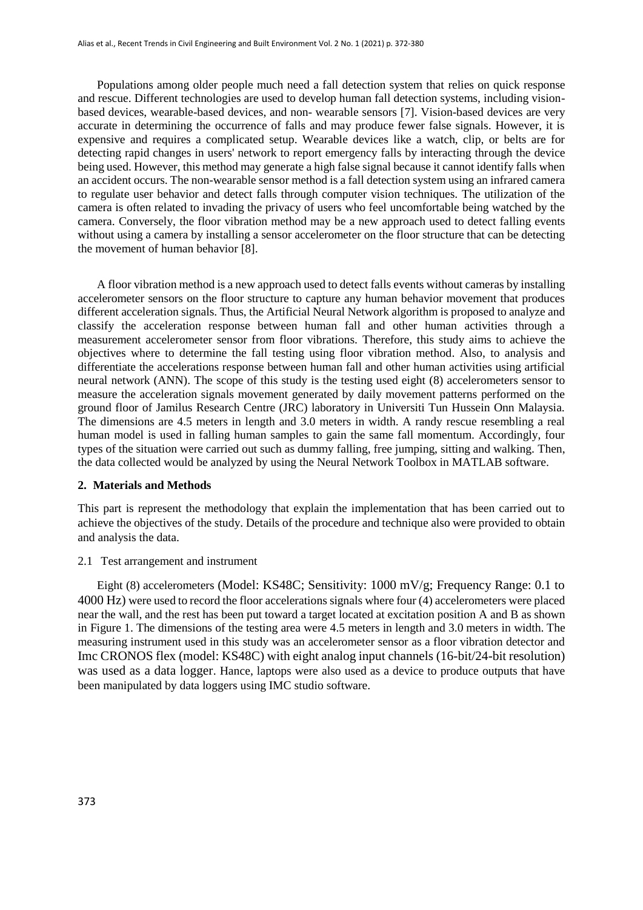Populations among older people much need a fall detection system that relies on quick response and rescue. Different technologies are used to develop human fall detection systems, including vision-based devices, wearable-based devices, and non- wearable sensors [7]. Vision-based devices are very accurate in determining the occurrence of falls and may produce fewer false signals. However, it is expensive and requires a complicated setup. Wearable devices like a watch, clip, or belts are for detecting rapid changes in users' network to report emergency falls by interacting through the device being used. However, this method may generate a high false signal because it cannot identify falls when an accident occurs. The non-wearable sensor method is a fall detection system using an infrared camera to regulate user behavior and detect falls through computer vision techniques. The utilization of the camera is often related to invading the privacy of users who feel uncomfortable being watched by the camera. Conversely, the floor vibration method may be a new approach used to detect falling events without using a camera by installing a sensor accelerometer on the floor structure that can be detecting the movement of human behavior [8].

A floor vibration method is a new approach used to detect falls events without cameras by installing accelerometer sensors on the floor structure to capture any human behavior movement that produces different acceleration signals. Thus, the Artificial Neural Network algorithm is proposed to analyze and classify the acceleration response between human fall and other human activities through a measurement accelerometer sensor from floor vibrations. Therefore, this study aims to achieve the objectives where to determine the fall testing using floor vibration method. Also, to analysis and differentiate the accelerations response between human fall and other human activities using artificial neural network (ANN). The scope of this study is the testing used eight (8) accelerometers sensor to measure the acceleration signals movement generated by daily movement patterns performed on the ground floor of Jamilus Research Centre (JRC) laboratory in Universiti Tun Hussein Onn Malaysia. The dimensions are 4.5 meters in length and 3.0 meters in width. A randy rescue resembling a real human model is used in falling human samples to gain the same fall momentum. Accordingly, four types of the situation were carried out such as dummy falling, free jumping, sitting and walking. Then, the data collected would be analyzed by using the Neural Network Toolbox in MATLAB software.

## 2. Materials and Methods

This part is represent the methodology that explain the implementation that has been carried out to achieve the objectives of the study. Details of the procedure and technique also were provided to obtain and analysis the data.

### 2.1 Test arrangement and instrument

Eight (8) accelerometers (Model: KS48C; Sensitivity: 1000 mV/g; Frequency Range: 0.1 to 4000 Hz) were used to record the floor accelerations signals where four (4) accelerometers were placed near the wall, and the rest has been put toward a target located at excitation position A and B as shown in Figure 1. The dimensions of the testing area were 4.5 meters in length and 3.0 meters in width. The measuring instrument used in this study was an accelerometer sensor as a floor vibration detector and Imc CRONOS flex (model: KS48C) with eight analog input channels (16-bit/24-bit resolution) was used as a data logger. Hance, laptops were also used as a device to produce outputs that have been manipulated by data loggers using IMC studio software.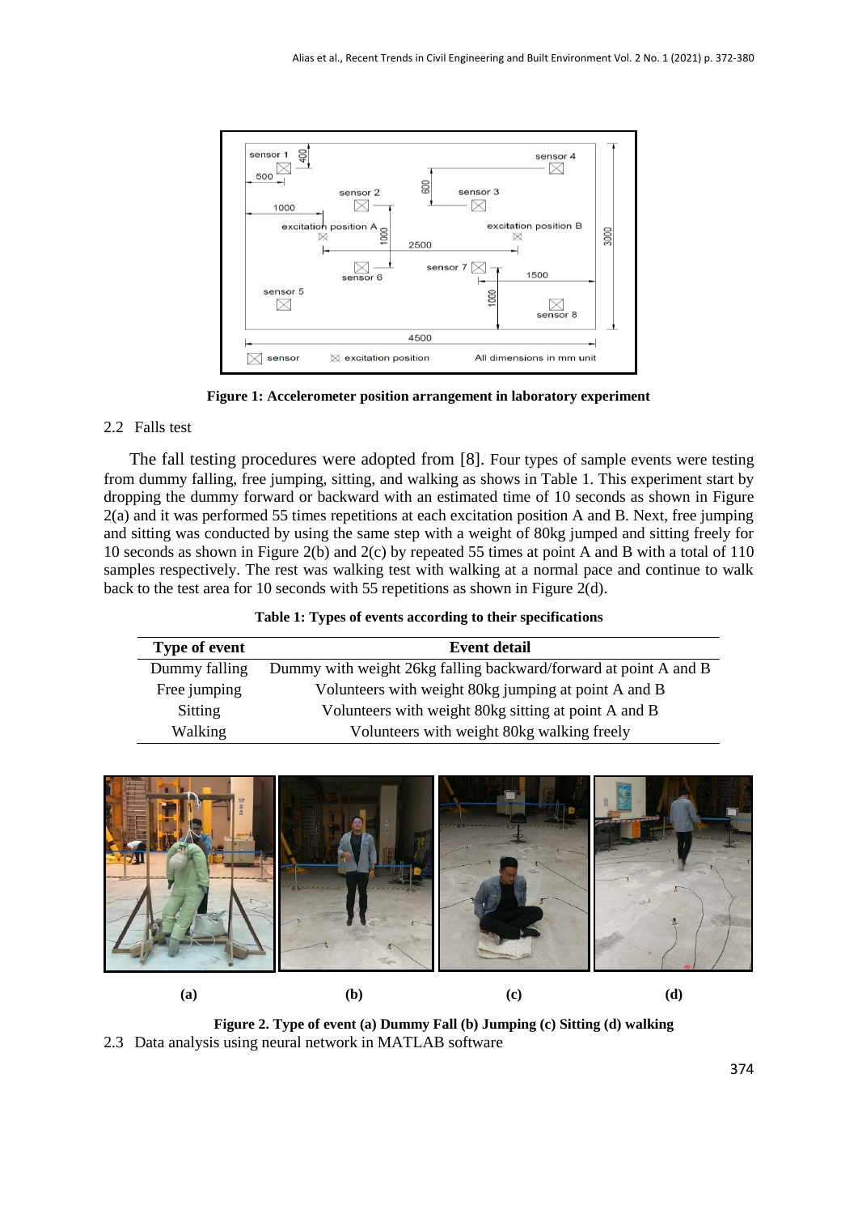Figure 1: Accelerometer position arrangement in laboratory experiment

## 2.2 Falls test

The fall testing procedures were adopted from [8]. Four types of sample events were testing from dummy falling, free jumping, sitting, and walking as shows in Table 1. This experiment start by dropping the dummy forward or backward with an estimated time of 10 seconds as shown in Figure 2(a) and it was performed 55 times repetitions at each excitation position A and B. Next, free jumping and sitting was conducted by using the same step with a weight of 80kg jumped and sitting freely for 10 seconds as shown in Figure 2(b) and 2(c) by repeated 55 times at point A and B with a total of 110 samples respectively. The rest was walking test with walking at a normal pace and continue to walk back to the test area for 10 seconds with 55 repetitions as shown in Figure 2(d).

**Table 1: Types of events according to their specifications**

| Type of event | Event detail |
|---|---|
| Dummy falling | Dummy with weight 26kg falling backward/forward at point A and B |
| Free jumping | Volunteers with weight 80kg jumping at point A and B |
| Sitting | Volunteers with weight 80kg sitting at point A and B |
| Walking | Volunteers with weight 80kg walking freely |

(a) (b) (c) (d)

Figure 2. Type of event (a) Dummy Fall (b) Jumping (c) Sitting (d) walking

## 2.3 Data analysis using neural network in MATLAB software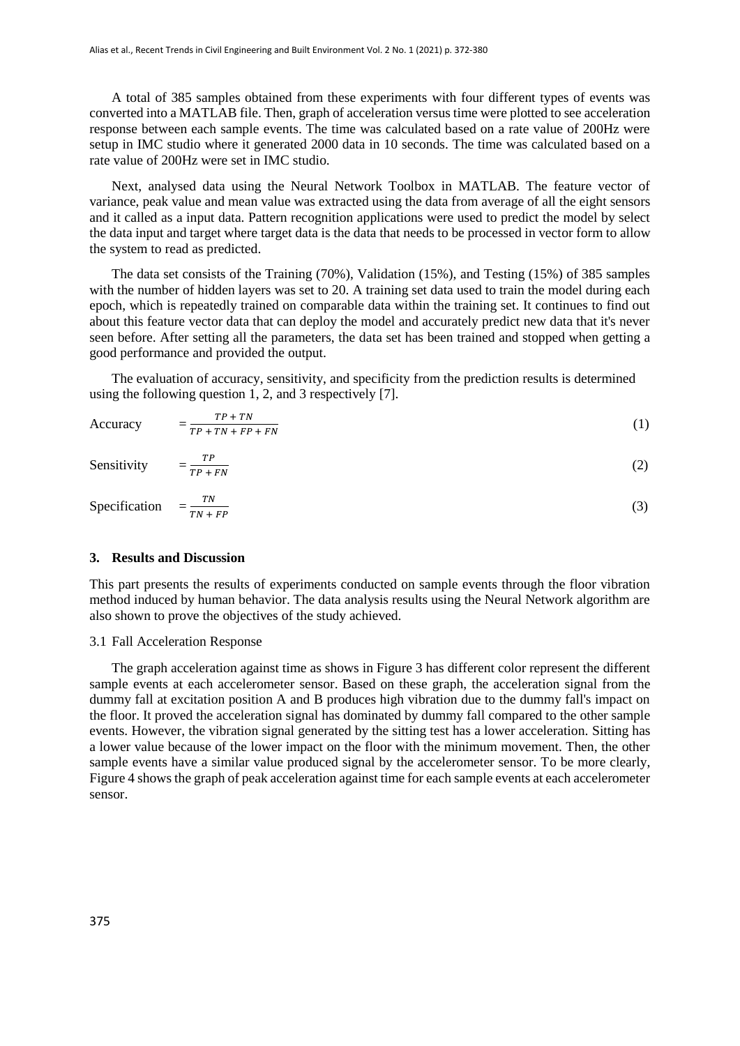A total of 385 samples obtained from these experiments with four different types of events was converted into a MATLAB file. Then, graph of acceleration versus time were plotted to see acceleration response between each sample events. The time was calculated based on a rate value of 200Hz were setup in IMC studio where it generated 2000 data in 10 seconds. The time was calculated based on a rate value of 200Hz were set in IMC studio.

Next, analysed data using the Neural Network Toolbox in MATLAB. The feature vector of variance, peak value and mean value was extracted using the data from average of all the eight sensors and it called as a input data. Pattern recognition applications were used to predict the model by select the data input and target where target data is the data that needs to be processed in vector form to allow the system to read as predicted.

The data set consists of the Training (70%), Validation (15%), and Testing (15%) of 385 samples with the number of hidden layers was set to 20. A training set data used to train the model during each epoch, which is repeatedly trained on comparable data within the training set. It continues to find out about this feature vector data that can deploy the model and accurately predict new data that it's never seen before. After setting all the parameters, the data set has been trained and stopped when getting a good performance and provided the output.

The evaluation of accuracy, sensitivity, and specificity from the prediction results is determined using the following question 1, 2, and 3 respectively [7].

$$\text{Accuracy} = \frac{TP + TN}{TP + TN + FP + FN} \tag{1}$$

$$\text{Sensitivity} = \frac{TP}{TP + FN} \tag{2}$$

$$\text{Specification} = \frac{TN}{TN + FP} \tag{3}$$

## 3. Results and Discussion

This part presents the results of experiments conducted on sample events through the floor vibration method induced by human behavior. The data analysis results using the Neural Network algorithm are also shown to prove the objectives of the study achieved.

### 3.1 Fall Acceleration Response

The graph acceleration against time as shows in Figure 3 has different color represent the different sample events at each accelerometer sensor. Based on these graph, the acceleration signal from the dummy fall at excitation position A and B produces high vibration due to the dummy fall's impact on the floor. It proved the acceleration signal has dominated by dummy fall compared to the other sample events. However, the vibration signal generated by the sitting test has a lower acceleration. Sitting has a lower value because of the lower impact on the floor with the minimum movement. Then, the other sample events have a similar value produced signal by the accelerometer sensor. To be more clearly, Figure 4 shows the graph of peak acceleration against time for each sample events at each accelerometer sensor.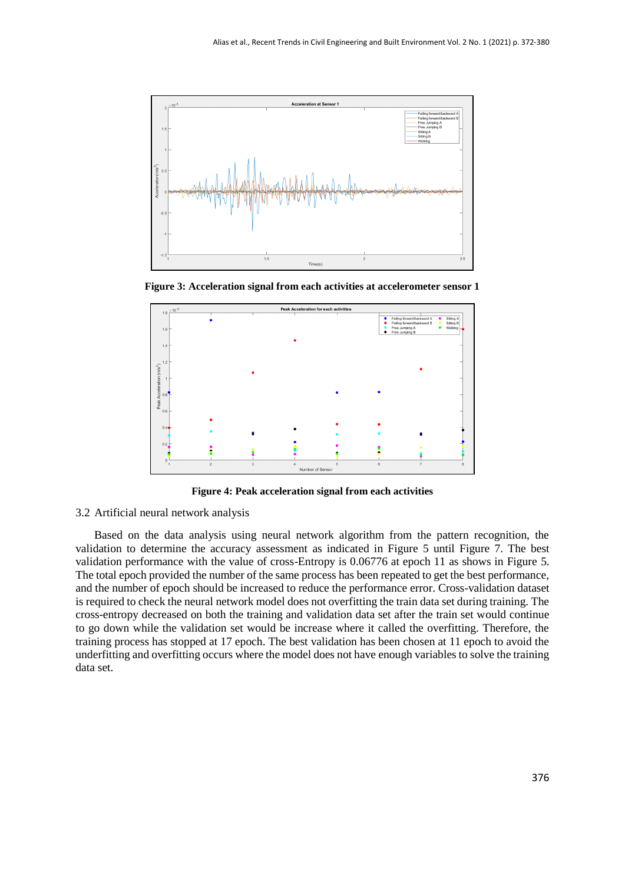Figure 3: Acceleration signal from each activities at accelerometer sensor 1

Figure 4: Peak acceleration signal from each activities

## 3.2 Artificial neural network analysis

Based on the data analysis using neural network algorithm from the pattern recognition, the validation to determine the accuracy assessment as indicated in Figure 5 until Figure 7. The best validation performance with the value of cross-Entropy is 0.06776 at epoch 11 as shows in Figure 5. The total epoch provided the number of the same process has been repeated to get the best performance, and the number of epoch should be increased to reduce the performance error. Cross-validation dataset is required to check the neural network model does not overfitting the train data set during training. The cross-entropy decreased on both the training and validation data set after the train set would continue to go down while the validation set would be increase where it called the overfitting. Therefore, the training process has stopped at 17 epoch. The best validation has been chosen at 11 epoch to avoid the underfitting and overfitting occurs where the model does not have enough variables to solve the training data set.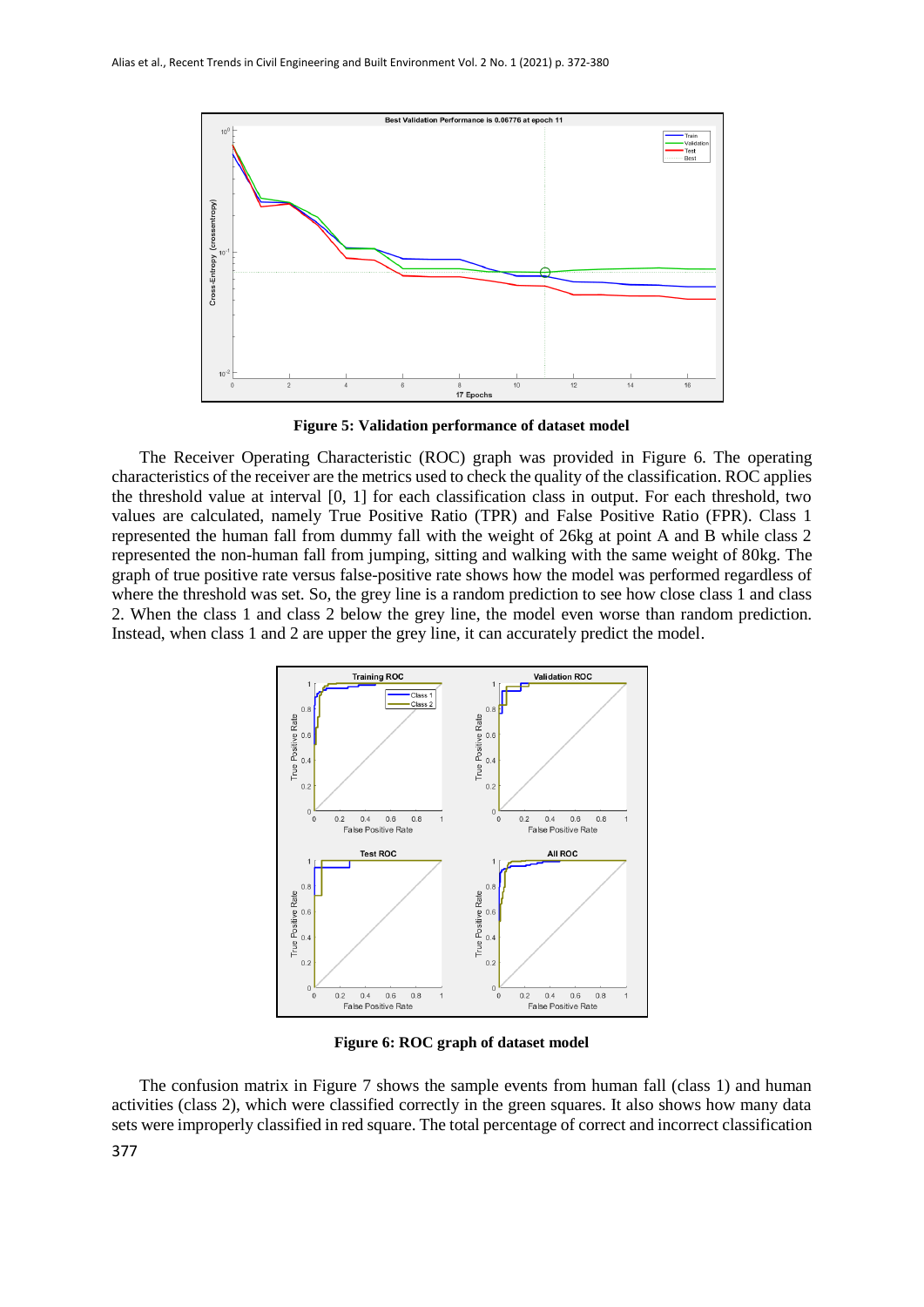**Figure 5: Validation performance of dataset model**

The Receiver Operating Characteristic (ROC) graph was provided in Figure 6. The operating characteristics of the receiver are the metrics used to check the quality of the classification. ROC applies the threshold value at interval [0, 1] for each classification class in output. For each threshold, two values are calculated, namely True Positive Ratio (TPR) and False Positive Ratio (FPR). Class 1 represented the human fall from dummy fall with the weight of 26kg at point A and B while class 2 represented the non-human fall from jumping, sitting and walking with the same weight of 80kg. The graph of true positive rate versus false-positive rate shows how the model was performed regardless of where the threshold was set. So, the grey line is a random prediction to see how close class 1 and class 2. When the class 1 and class 2 below the grey line, the model even worse than random prediction. Instead, when class 1 and 2 are upper the grey line, it can accurately predict the model.

**Figure 6: ROC graph of dataset model**

The confusion matrix in Figure 7 shows the sample events from human fall (class 1) and human activities (class 2), which were classified correctly in the green squares. It also shows how many data sets were improperly classified in red square. The total percentage of correct and incorrect classification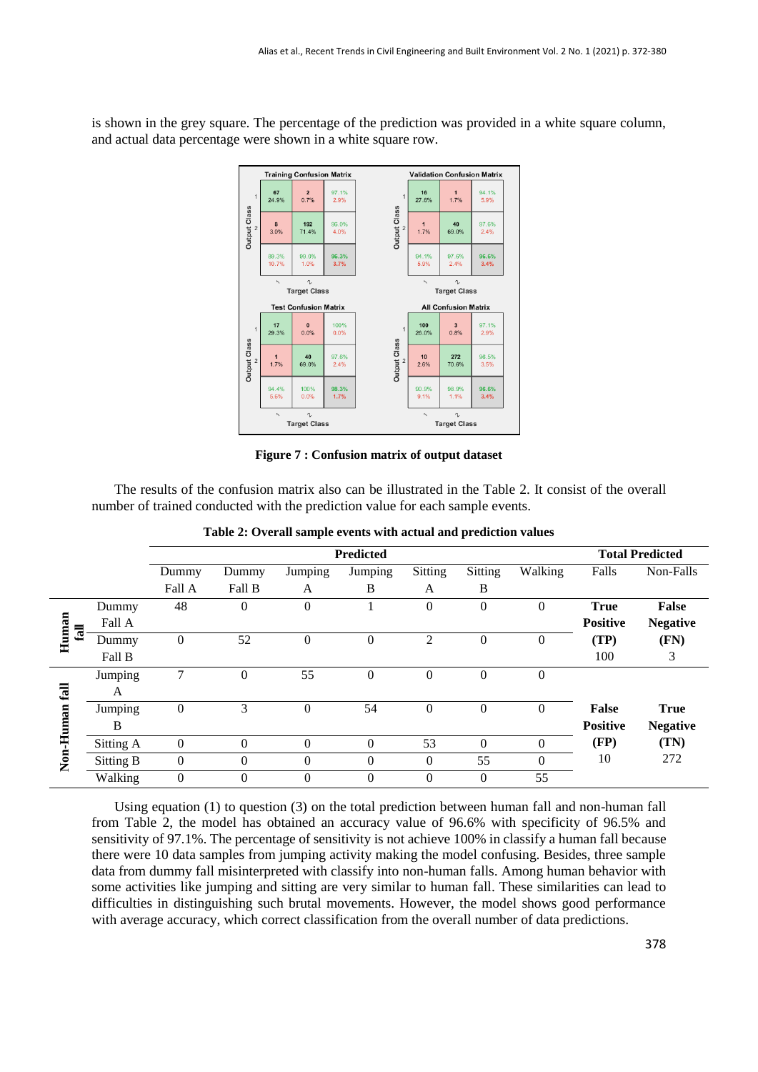is shown in the grey square. The percentage of the prediction was provided in a white square column, and actual data percentage were shown in a white square row.

**Figure 7 : Confusion matrix of output dataset**

The results of the confusion matrix also can be illustrated in the Table 2. It consist of the overall number of trained conducted with the prediction value for each sample events.

**Table 2: Overall sample events with actual and prediction values**

| | | Predicted | | | | | | | Total Predicted | |
|---|---|---|---|---|---|---|---|---|---|---|
| | | Dummy Fall A | Dummy Fall B | Jumping A | Jumping B | Sitting A | Sitting B | Walking | Falls | Non-Falls |
| Human fall | Dummy Fall A | 48 | 0 | 0 | 1 | 0 | 0 | 0 | **True Positive (TP)** 100 | **False Negative (FN)** 3 |
| | Dummy Fall B | 0 | 52 | 0 | 0 | 2 | 0 | 0 | | |
| Non-Human fall | Jumping A | 7 | 0 | 55 | 0 | 0 | 0 | 0 | **False Positive (FP)** 10 | **True Negative (TN)** 272 |
| | Jumping B | 0 | 3 | 0 | 54 | 0 | 0 | 0 | | |
| | Sitting A | 0 | 0 | 0 | 0 | 53 | 0 | 0 | | |
| | Sitting B | 0 | 0 | 0 | 0 | 0 | 55 | 0 | | |
| | Walking | 0 | 0 | 0 | 0 | 0 | 0 | 55 | | |

Using equation (1) to question (3) on the total prediction between human fall and non-human fall from Table 2, the model has obtained an accuracy value of 96.6% with specificity of 96.5% and sensitivity of 97.1%. The percentage of sensitivity is not achieve 100% in classify a human fall because there were 10 data samples from jumping activity making the model confusing. Besides, three sample data from dummy fall misinterpreted with classify into non-human falls. Among human behavior with some activities like jumping and sitting are very similar to human fall. These similarities can lead to difficulties in distinguishing such brutal movements. However, the model shows good performance with average accuracy, which correct classification from the overall number of data predictions.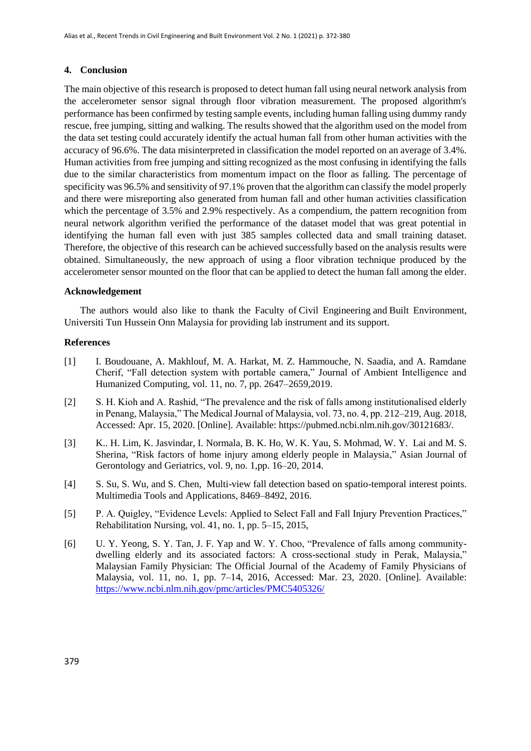## 4. Conclusion

The main objective of this research is proposed to detect human fall using neural network analysis from the accelerometer sensor signal through floor vibration measurement. The proposed algorithm's performance has been confirmed by testing sample events, including human falling using dummy randy rescue, free jumping, sitting and walking. The results showed that the algorithm used on the model from the data set testing could accurately identify the actual human fall from other human activities with the accuracy of 96.6%. The data misinterpreted in classification the model reported on an average of 3.4%. Human activities from free jumping and sitting recognized as the most confusing in identifying the falls due to the similar characteristics from momentum impact on the floor as falling. The percentage of specificity was 96.5% and sensitivity of 97.1% proven that the algorithm can classify the model properly and there were misreporting also generated from human fall and other human activities classification which the percentage of 3.5% and 2.9% respectively. As a compendium, the pattern recognition from neural network algorithm verified the performance of the dataset model that was great potential in identifying the human fall even with just 385 samples collected data and small training dataset. Therefore, the objective of this research can be achieved successfully based on the analysis results were obtained. Simultaneously, the new approach of using a floor vibration technique produced by the accelerometer sensor mounted on the floor that can be applied to detect the human fall among the elder.

### Acknowledgement

The authors would also like to thank the Faculty of Civil Engineering and Built Environment, Universiti Tun Hussein Onn Malaysia for providing lab instrument and its support.

### References

[1] I. Boudouane, A. Makhlouf, M. A. Harkat, M. Z. Hammouche, N. Saadia, and A. Ramdane Cherif, "Fall detection system with portable camera," Journal of Ambient Intelligence and Humanized Computing, vol. 11, no. 7, pp. 2647–2659,2019.

[2] S. H. Kioh and A. Rashid, "The prevalence and the risk of falls among institutionalised elderly in Penang, Malaysia," The Medical Journal of Malaysia, vol. 73, no. 4, pp. 212–219, Aug. 2018, Accessed: Apr. 15, 2020. [Online]. Available: https://pubmed.ncbi.nlm.nih.gov/30121683/.

[3] K.. H. Lim, K. Jasvindar, I. Normala, B. K. Ho, W. K. Yau, S. Mohmad, W. Y. Lai and M. S. Sherina, "Risk factors of home injury among elderly people in Malaysia," Asian Journal of Gerontology and Geriatrics, vol. 9, no. 1,pp. 16–20, 2014.

[4] S. Su, S. Wu, and S. Chen, Multi-view fall detection based on spatio-temporal interest points. Multimedia Tools and Applications, 8469–8492, 2016.

[5] P. A. Quigley, "Evidence Levels: Applied to Select Fall and Fall Injury Prevention Practices," Rehabilitation Nursing, vol. 41, no. 1, pp. 5–15, 2015,

[6] U. Y. Yeong, S. Y. Tan, J. F. Yap and W. Y. Choo, "Prevalence of falls among community-dwelling elderly and its associated factors: A cross-sectional study in Perak, Malaysia," Malaysian Family Physician: The Official Journal of the Academy of Family Physicians of Malaysia, vol. 11, no. 1, pp. 7–14, 2016, Accessed: Mar. 23, 2020. [Online]. Available: https://www.ncbi.nlm.nih.gov/pmc/articles/PMC5405326/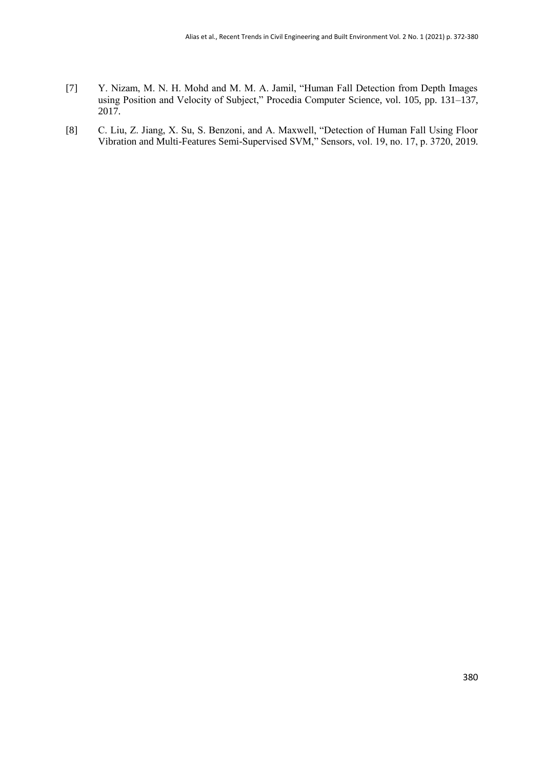[7] Y. Nizam, M. N. H. Mohd and M. M. A. Jamil, "Human Fall Detection from Depth Images using Position and Velocity of Subject," Procedia Computer Science, vol. 105, pp. 131–137, 2017.

[8] C. Liu, Z. Jiang, X. Su, S. Benzoni, and A. Maxwell, "Detection of Human Fall Using Floor Vibration and Multi-Features Semi-Supervised SVM," Sensors, vol. 19, no. 17, p. 3720, 2019.